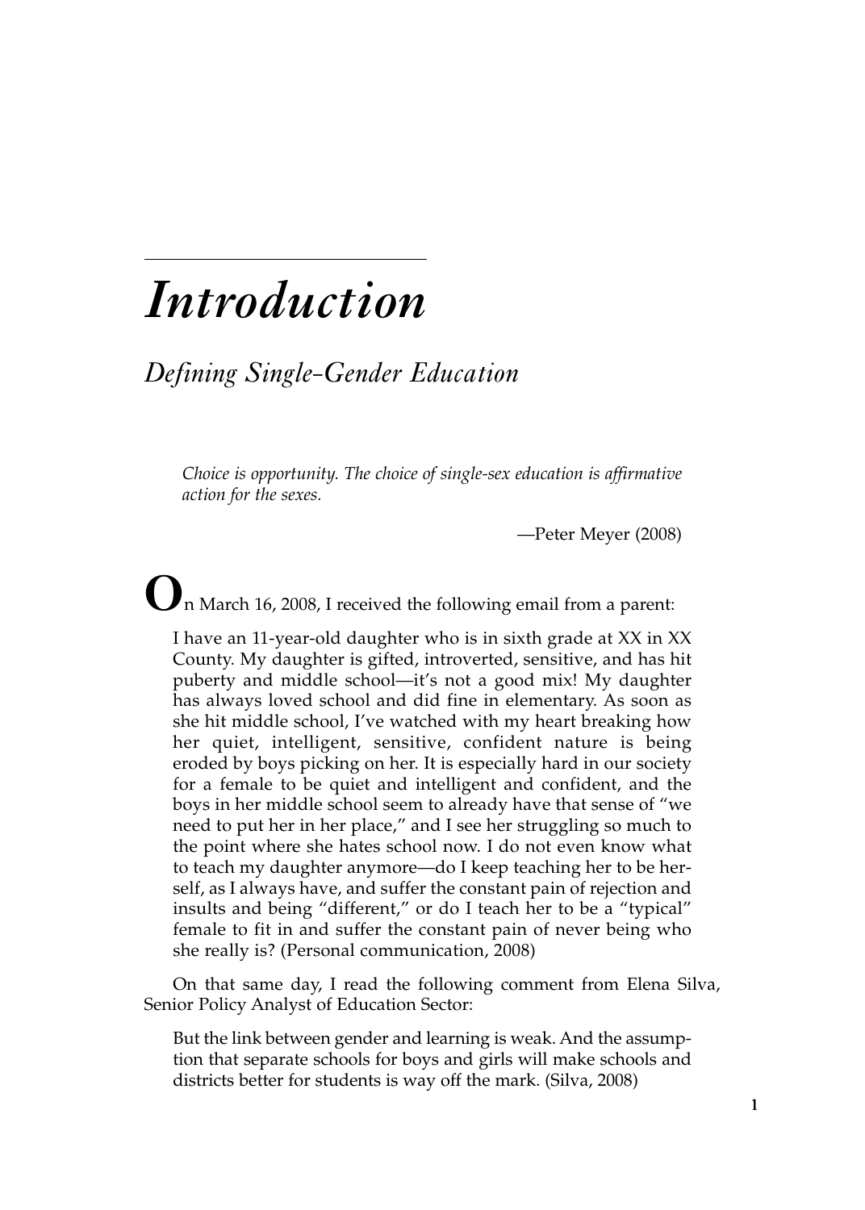# *Introduction*

## *Defining Single-Gender Education*

> *Choice is opportunity. The choice of single-sex education is affirmative action for the sexes.*
>
> —Peter Meyer (2008)

On March 16, 2008, I received the following email from a parent:

> I have an 11-year-old daughter who is in sixth grade at XX in XX County. My daughter is gifted, introverted, sensitive, and has hit puberty and middle school—it's not a good mix! My daughter has always loved school and did fine in elementary. As soon as she hit middle school, I've watched with my heart breaking how her quiet, intelligent, sensitive, confident nature is being eroded by boys picking on her. It is especially hard in our society for a female to be quiet and intelligent and confident, and the boys in her middle school seem to already have that sense of "we need to put her in her place," and I see her struggling so much to the point where she hates school now. I do not even know what to teach my daughter anymore—do I keep teaching her to be herself, as I always have, and suffer the constant pain of rejection and insults and being "different," or do I teach her to be a "typical" female to fit in and suffer the constant pain of never being who she really is? (Personal communication, 2008)

On that same day, I read the following comment from Elena Silva, Senior Policy Analyst of Education Sector:

> But the link between gender and learning is weak. And the assumption that separate schools for boys and girls will make schools and districts better for students is way off the mark. (Silva, 2008)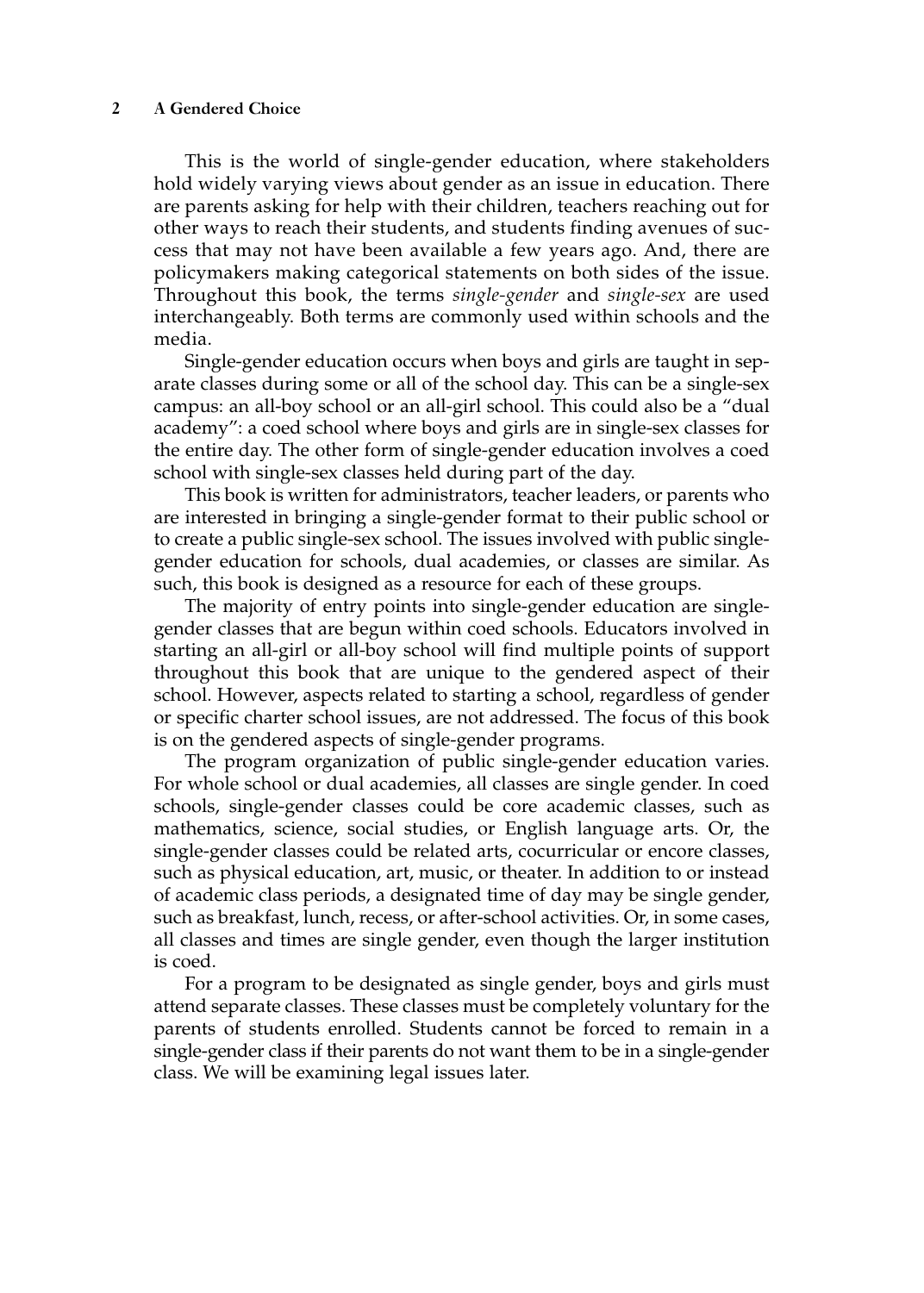This is the world of single-gender education, where stakeholders hold widely varying views about gender as an issue in education. There are parents asking for help with their children, teachers reaching out for other ways to reach their students, and students finding avenues of success that may not have been available a few years ago. And, there are policymakers making categorical statements on both sides of the issue. Throughout this book, the terms *single-gender* and *single-sex* are used interchangeably. Both terms are commonly used within schools and the media.

Single-gender education occurs when boys and girls are taught in separate classes during some or all of the school day. This can be a single-sex campus: an all-boy school or an all-girl school. This could also be a "dual academy": a coed school where boys and girls are in single-sex classes for the entire day. The other form of single-gender education involves a coed school with single-sex classes held during part of the day.

This book is written for administrators, teacher leaders, or parents who are interested in bringing a single-gender format to their public school or to create a public single-sex school. The issues involved with public single-gender education for schools, dual academies, or classes are similar. As such, this book is designed as a resource for each of these groups.

The majority of entry points into single-gender education are single-gender classes that are begun within coed schools. Educators involved in starting an all-girl or all-boy school will find multiple points of support throughout this book that are unique to the gendered aspect of their school. However, aspects related to starting a school, regardless of gender or specific charter school issues, are not addressed. The focus of this book is on the gendered aspects of single-gender programs.

The program organization of public single-gender education varies. For whole school or dual academies, all classes are single gender. In coed schools, single-gender classes could be core academic classes, such as mathematics, science, social studies, or English language arts. Or, the single-gender classes could be related arts, cocurricular or encore classes, such as physical education, art, music, or theater. In addition to or instead of academic class periods, a designated time of day may be single gender, such as breakfast, lunch, recess, or after-school activities. Or, in some cases, all classes and times are single gender, even though the larger institution is coed.

For a program to be designated as single gender, boys and girls must attend separate classes. These classes must be completely voluntary for the parents of students enrolled. Students cannot be forced to remain in a single-gender class if their parents do not want them to be in a single-gender class. We will be examining legal issues later.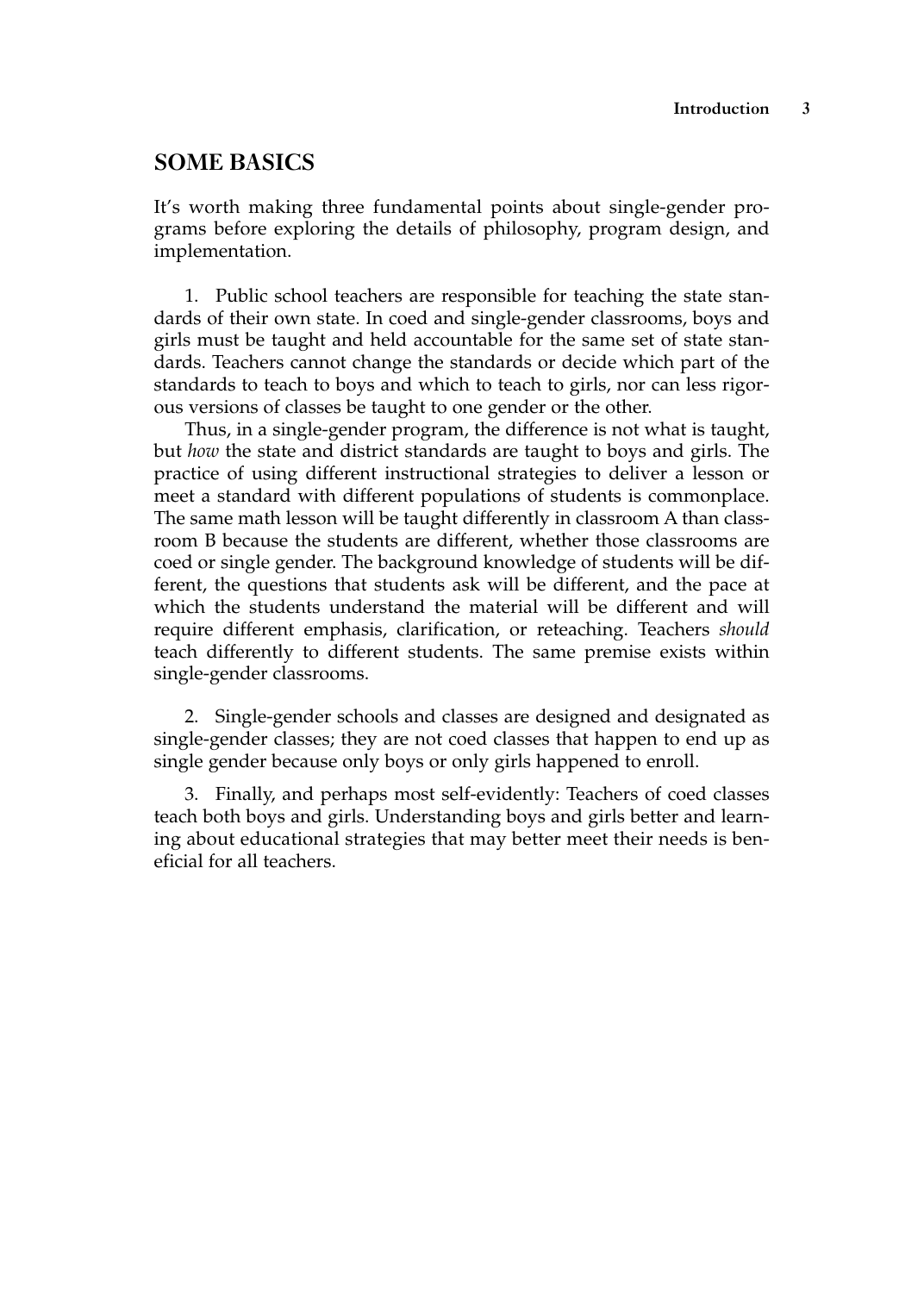## SOME BASICS

It's worth making three fundamental points about single-gender programs before exploring the details of philosophy, program design, and implementation.

1. Public school teachers are responsible for teaching the state standards of their own state. In coed and single-gender classrooms, boys and girls must be taught and held accountable for the same set of state standards. Teachers cannot change the standards or decide which part of the standards to teach to boys and which to teach to girls, nor can less rigorous versions of classes be taught to one gender or the other.

   Thus, in a single-gender program, the difference is not what is taught, but *how* the state and district standards are taught to boys and girls. The practice of using different instructional strategies to deliver a lesson or meet a standard with different populations of students is commonplace. The same math lesson will be taught differently in classroom A than classroom B because the students are different, whether those classrooms are coed or single gender. The background knowledge of students will be different, the questions that students ask will be different, and the pace at which the students understand the material will be different and will require different emphasis, clarification, or reteaching. Teachers *should* teach differently to different students. The same premise exists within single-gender classrooms.

2. Single-gender schools and classes are designed and designated as single-gender classes; they are not coed classes that happen to end up as single gender because only boys or only girls happened to enroll.

3. Finally, and perhaps most self-evidently: Teachers of coed classes teach both boys and girls. Understanding boys and girls better and learning about educational strategies that may better meet their needs is beneficial for all teachers.